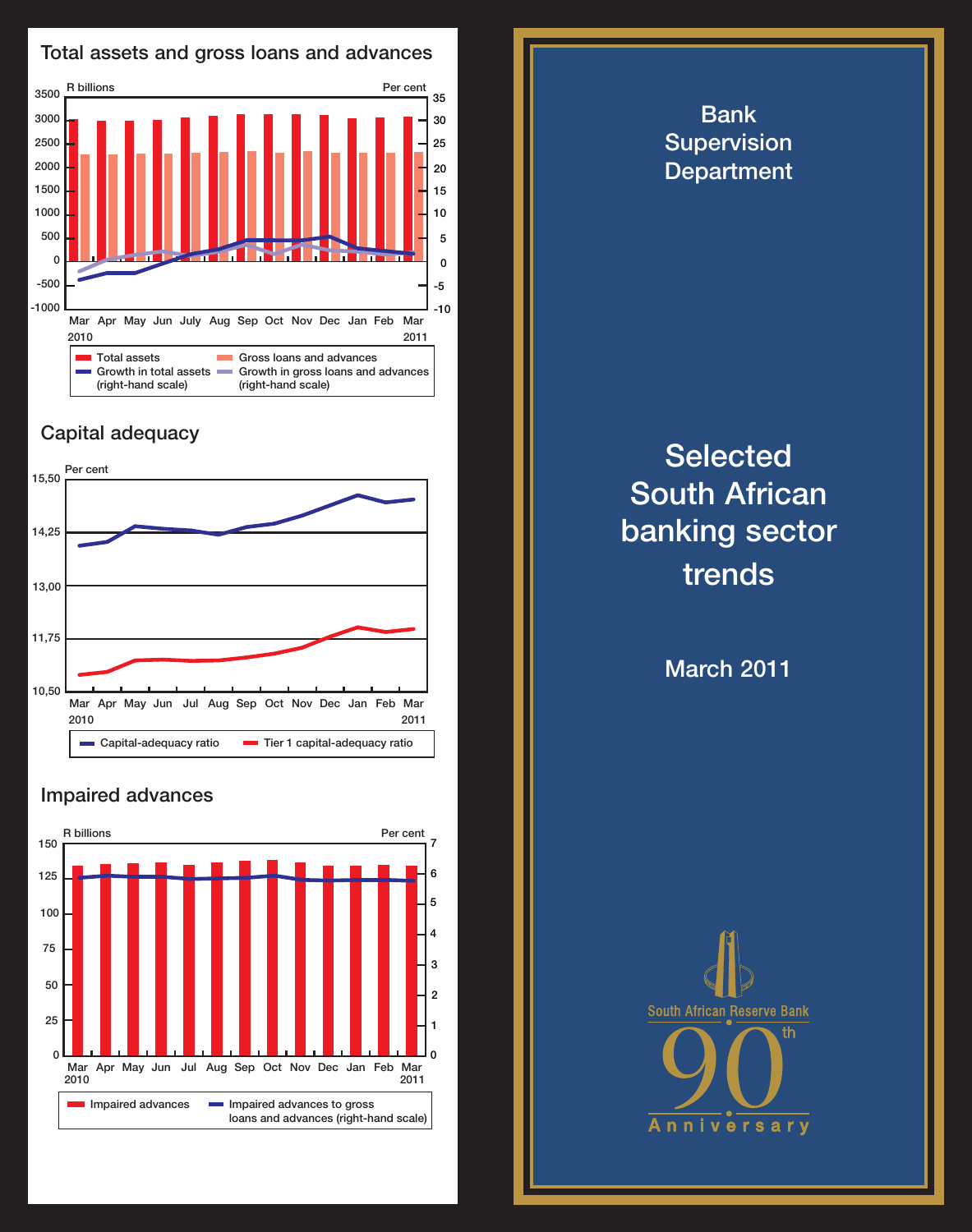## Total assets and gross loans and advances

R billions | Per cent

3500, 3000, 2500, 2000, 1500, 1000, 500, 0, -500, -1000

35, 30, 25, 20, 15, 10, 5, 0, -5, -10

Mar Apr May Jun July Aug Sep Oct Nov Dec Jan Feb Mar
2010 2011

- Total assets
- Gross loans and advances
- Growth in total assets (right-hand scale)
- Growth in gross loans and advances (right-hand scale)

## Capital adequacy

Per cent

15,50, 14,25, 13,00, 11,75, 10,50

Mar Apr May Jun Jul Aug Sep Oct Nov Dec Jan Feb Mar
2010 2011

- Capital-adequacy ratio
- Tier 1 capital-adequacy ratio

## Impaired advances

R billions | Per cent

150, 125, 100, 75, 50, 25, 0

7, 6, 5, 4, 3, 2, 1, 0

Mar Apr May Jun Jul Aug Sep Oct Nov Dec Jan Feb Mar
2010 2011

- Impaired advances
- Impaired advances to gross loans and advances (right-hand scale)

# Bank Supervision Department

# Selected South African banking sector trends

## March 2011

South African Reserve Bank
90th Anniversary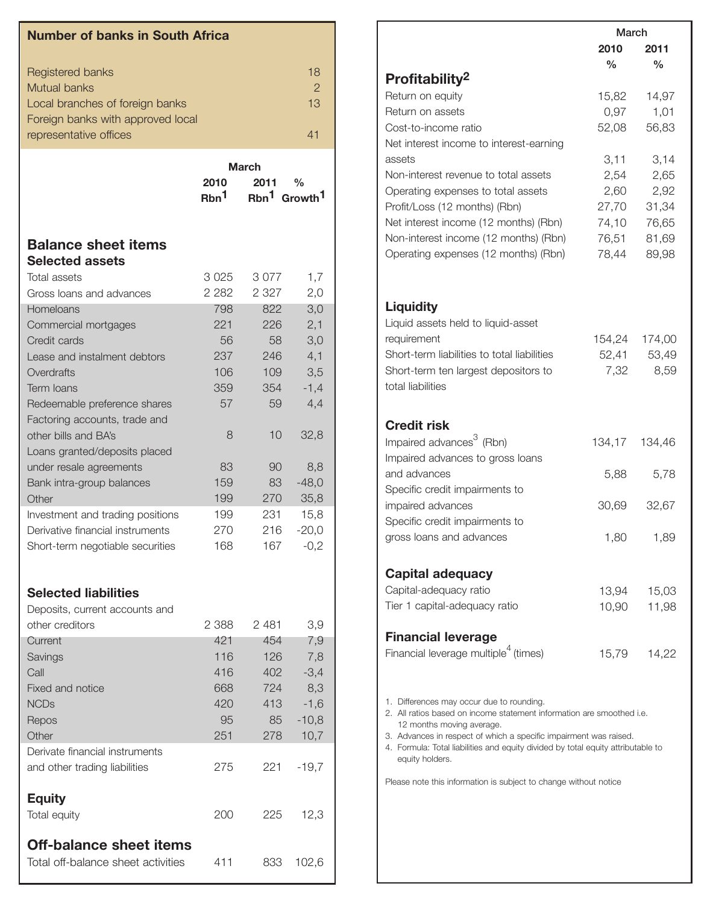## Number of banks in South Africa

| | |
|---|---|
| Registered banks | 18 |
| Mutual banks | 2 |
| Local branches of foreign banks | 13 |
| Foreign banks with approved local representative offices | 41 |

| | March 2010 Rbn[1] | March 2011 Rbn[1] | % Growth[1] |
|---|---|---|---|
| **Balance sheet items** | | | |
| **Selected assets** | | | |
| Total assets | 3 025 | 3 077 | 1,7 |
| Gross loans and advances | 2 282 | 2 327 | 2,0 |
| Homeloans | 798 | 822 | 3,0 |
| Commercial mortgages | 221 | 226 | 2,1 |
| Credit cards | 56 | 58 | 3,0 |
| Lease and instalment debtors | 237 | 246 | 4,1 |
| Overdrafts | 106 | 109 | 3,5 |
| Term loans | 359 | 354 | -1,4 |
| Redeemable preference shares | 57 | 59 | 4,4 |
| Factoring accounts, trade and other bills and BA's | 8 | 10 | 32,8 |
| Loans granted/deposits placed under resale agreements | 83 | 90 | 8,8 |
| Bank intra-group balances | 159 | 83 | -48,0 |
| Other | 199 | 270 | 35,8 |
| Investment and trading positions | 199 | 231 | 15,8 |
| Derivative financial instruments | 270 | 216 | -20,0 |
| Short-term negotiable securities | 168 | 167 | -0,2 |
| **Selected liabilities** | | | |
| Deposits, current accounts and other creditors | 2 388 | 2 481 | 3,9 |
| Current | 421 | 454 | 7,9 |
| Savings | 116 | 126 | 7,8 |
| Call | 416 | 402 | -3,4 |
| Fixed and notice | 668 | 724 | 8,3 |
| NCDs | 420 | 413 | -1,6 |
| Repos | 95 | 85 | -10,8 |
| Other | 251 | 278 | 10,7 |
| Derivate financial instruments and other trading liabilities | 275 | 221 | -19,7 |
| **Equity** | | | |
| Total equity | 200 | 225 | 12,3 |
| **Off-balance sheet items** | | | |
| Total off-balance sheet activities | 411 | 833 | 102,6 |

| | March 2010 % | March 2011 % |
|---|---|---|
| **Profitability[2]** | | |
| Return on equity | 15,82 | 14,97 |
| Return on assets | 0,97 | 1,01 |
| Cost-to-income ratio | 52,08 | 56,83 |
| Net interest income to interest-earning assets | 3,11 | 3,14 |
| Non-interest revenue to total assets | 2,54 | 2,65 |
| Operating expenses to total assets | 2,60 | 2,92 |
| Profit/Loss (12 months) (Rbn) | 27,70 | 31,34 |
| Net interest income (12 months) (Rbn) | 74,10 | 76,65 |
| Non-interest income (12 months) (Rbn) | 76,51 | 81,69 |
| Operating expenses (12 months) (Rbn) | 78,44 | 89,98 |
| **Liquidity** | | |
| Liquid assets held to liquid-asset requirement | 154,24 | 174,00 |
| Short-term liabilities to total liabilities | 52,41 | 53,49 |
| Short-term ten largest depositors to total liabilities | 7,32 | 8,59 |
| **Credit risk** | | |
| Impaired advances[3] (Rbn) | 134,17 | 134,46 |
| Impaired advances to gross loans and advances | 5,88 | 5,78 |
| Specific credit impairments to impaired advances | 30,69 | 32,67 |
| Specific credit impairments to gross loans and advances | 1,80 | 1,89 |
| **Capital adequacy** | | |
| Capital-adequacy ratio | 13,94 | 15,03 |
| Tier 1 capital-adequacy ratio | 10,90 | 11,98 |
| **Financial leverage** | | |
| Financial leverage multiple[4] (times) | 15,79 | 14,22 |

1. Differences may occur due to rounding.
2. All ratios based on income statement information are smoothed i.e. 12 months moving average.
3. Advances in respect of which a specific impairment was raised.
4. Formula: Total liabilities and equity divided by total equity attributable to equity holders.

Please note this information is subject to change without notice